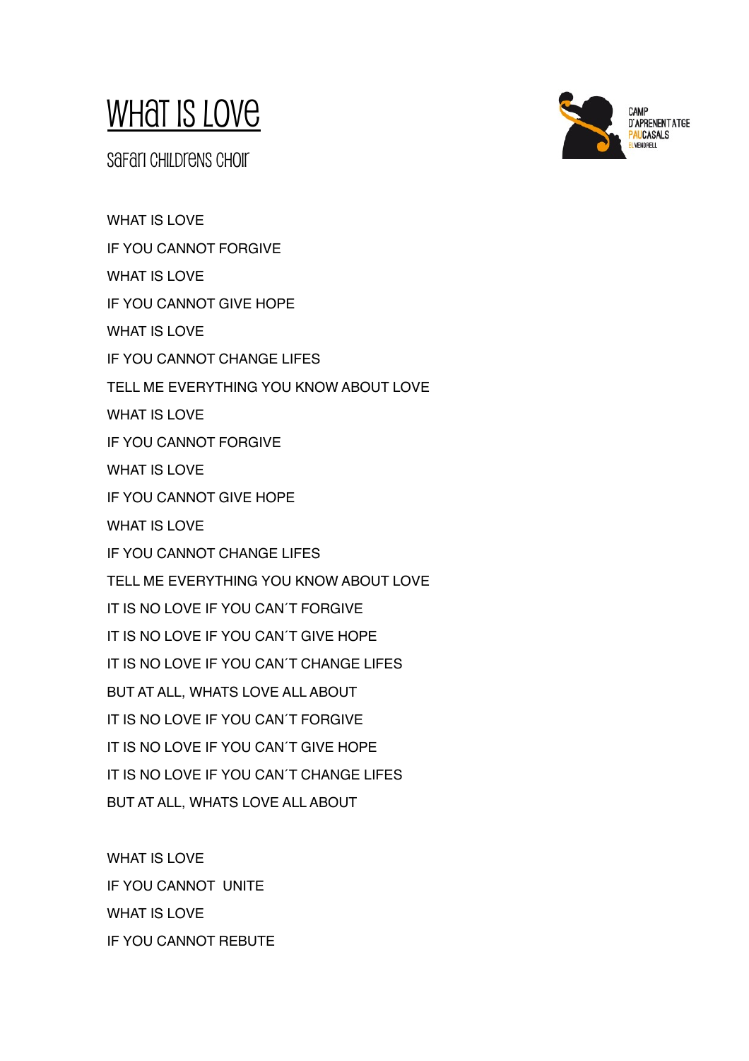# What is love

Safari childrens choir

CAMP D'APRENENTATGE PAU CASALS EL VENDRELL

WHAT IS LOVE

IF YOU CANNOT FORGIVE

WHAT IS LOVE

IF YOU CANNOT GIVE HOPE

WHAT IS LOVE

IF YOU CANNOT CHANGE LIFES

TELL ME EVERYTHING YOU KNOW ABOUT LOVE

WHAT IS LOVE

IF YOU CANNOT FORGIVE

WHAT IS LOVE

IF YOU CANNOT GIVE HOPE

WHAT IS LOVE

IF YOU CANNOT CHANGE LIFES

TELL ME EVERYTHING YOU KNOW ABOUT LOVE

IT IS NO LOVE IF YOU CAN´T FORGIVE

IT IS NO LOVE IF YOU CAN´T GIVE HOPE

IT IS NO LOVE IF YOU CAN´T CHANGE LIFES

BUT AT ALL, WHATS LOVE ALL ABOUT

IT IS NO LOVE IF YOU CAN´T FORGIVE

IT IS NO LOVE IF YOU CAN´T GIVE HOPE

IT IS NO LOVE IF YOU CAN´T CHANGE LIFES

BUT AT ALL, WHATS LOVE ALL ABOUT

WHAT IS LOVE

IF YOU CANNOT UNITE

WHAT IS LOVE

IF YOU CANNOT REBUTE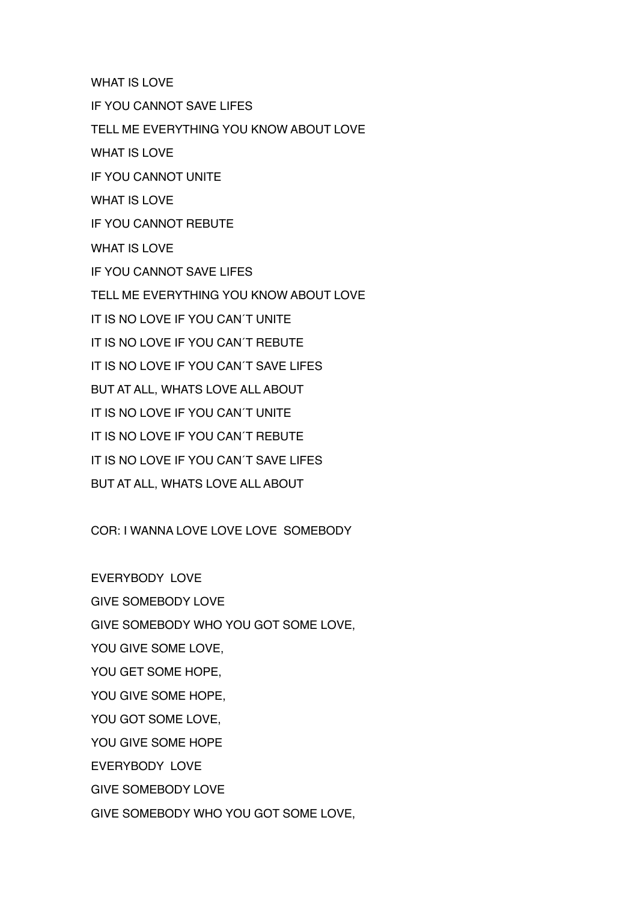WHAT IS LOVE

IF YOU CANNOT SAVE LIFES

TELL ME EVERYTHING YOU KNOW ABOUT LOVE

WHAT IS LOVE

IF YOU CANNOT UNITE

WHAT IS LOVE

IF YOU CANNOT REBUTE

WHAT IS LOVE

IF YOU CANNOT SAVE LIFES

TELL ME EVERYTHING YOU KNOW ABOUT LOVE

IT IS NO LOVE IF YOU CAN´T UNITE

IT IS NO LOVE IF YOU CAN´T REBUTE

IT IS NO LOVE IF YOU CAN´T SAVE LIFES

BUT AT ALL, WHATS LOVE ALL ABOUT

IT IS NO LOVE IF YOU CAN´T UNITE

IT IS NO LOVE IF YOU CAN´T REBUTE

IT IS NO LOVE IF YOU CAN´T SAVE LIFES

BUT AT ALL, WHATS LOVE ALL ABOUT

COR: I WANNA LOVE LOVE LOVE SOMEBODY

EVERYBODY LOVE

GIVE SOMEBODY LOVE

GIVE SOMEBODY WHO YOU GOT SOME LOVE,

YOU GIVE SOME LOVE,

YOU GET SOME HOPE,

YOU GIVE SOME HOPE,

YOU GOT SOME LOVE,

YOU GIVE SOME HOPE

EVERYBODY LOVE

GIVE SOMEBODY LOVE

GIVE SOMEBODY WHO YOU GOT SOME LOVE,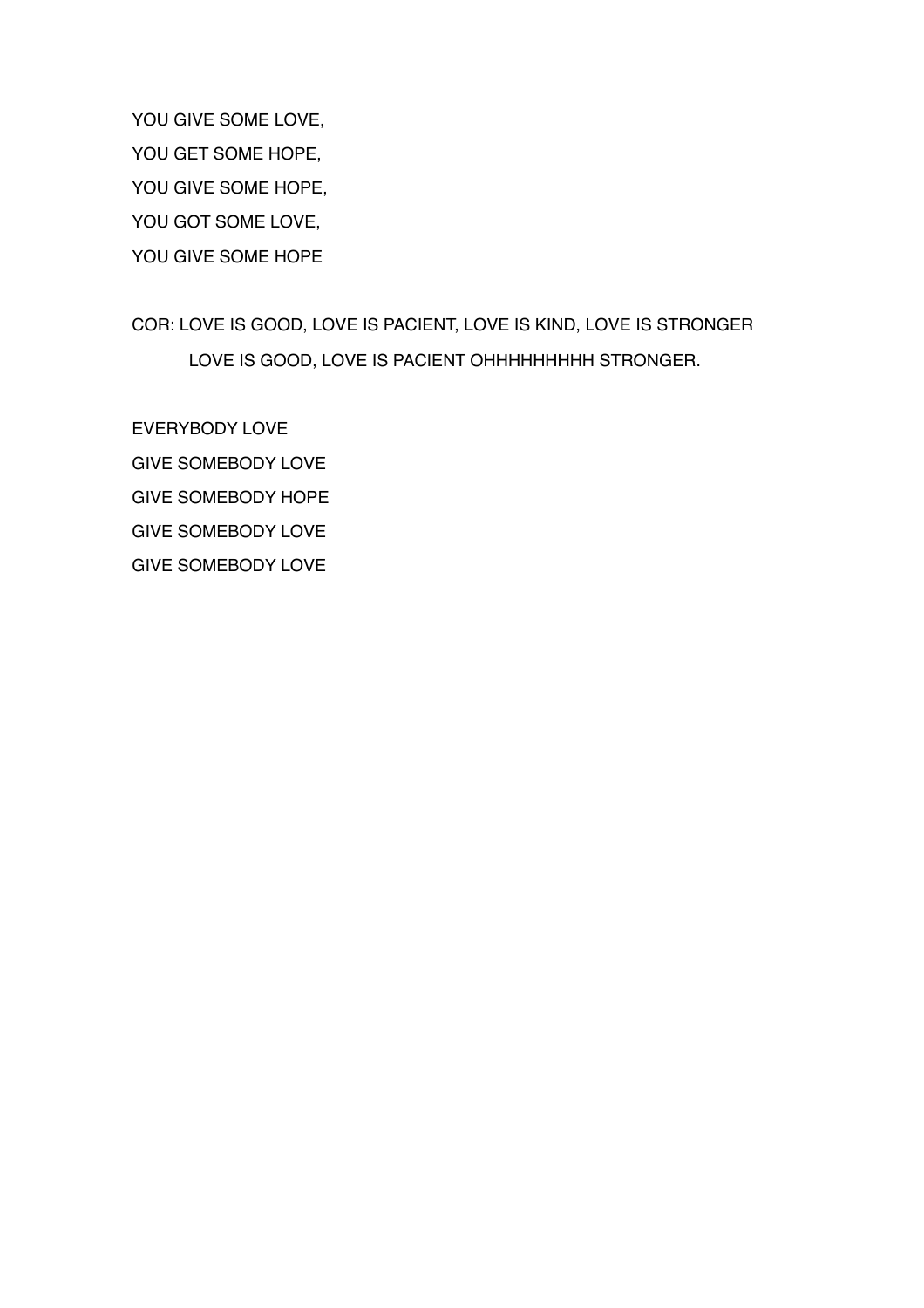YOU GIVE SOME LOVE,
YOU GET SOME HOPE,
YOU GIVE SOME HOPE,
YOU GOT SOME LOVE,
YOU GIVE SOME HOPE

COR: LOVE IS GOOD, LOVE IS PACIENT, LOVE IS KIND, LOVE IS STRONGER
LOVE IS GOOD, LOVE IS PACIENT OHHHHHHHHH STRONGER.

EVERYBODY LOVE
GIVE SOMEBODY LOVE
GIVE SOMEBODY HOPE
GIVE SOMEBODY LOVE
GIVE SOMEBODY LOVE